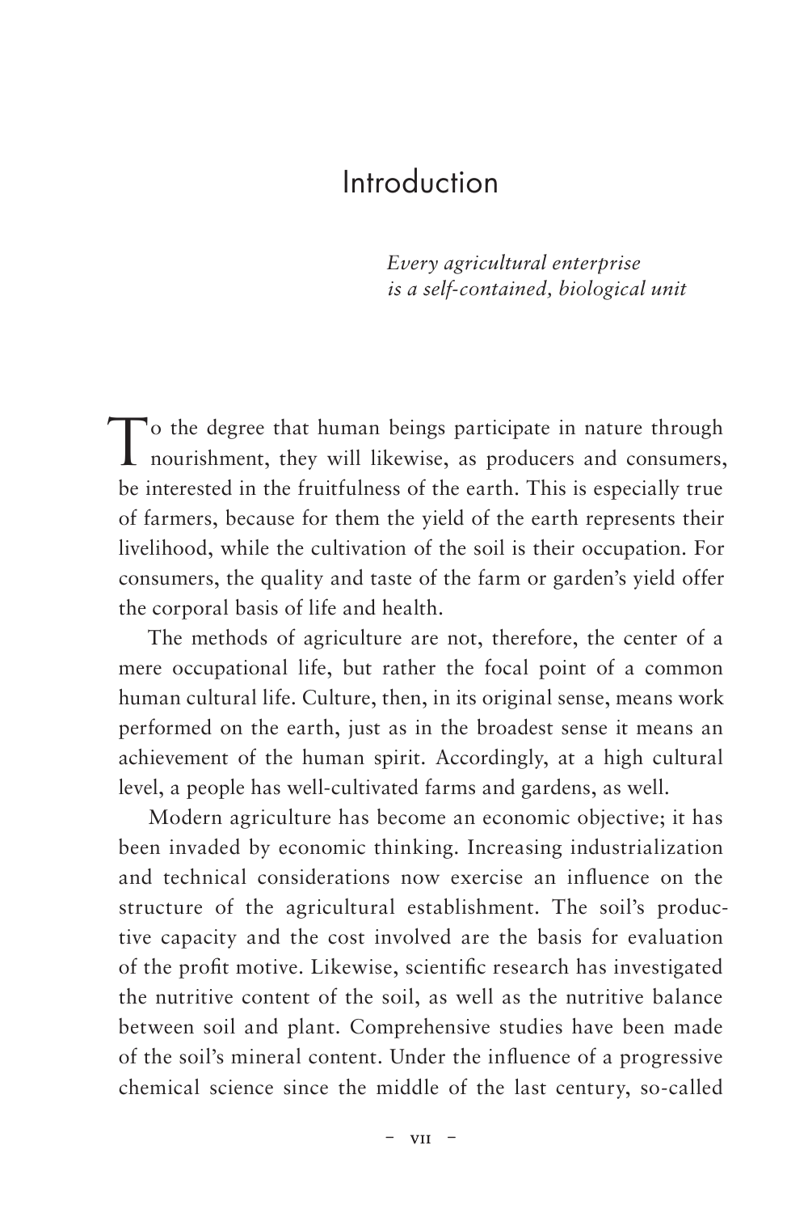# Introduction

*Every agricultural enterprise*
*is a self-contained, biological unit*

To the degree that human beings participate in nature through nourishment, they will likewise, as producers and consumers, be interested in the fruitfulness of the earth. This is especially true of farmers, because for them the yield of the earth represents their livelihood, while the cultivation of the soil is their occupation. For consumers, the quality and taste of the farm or garden's yield offer the corporal basis of life and health.

The methods of agriculture are not, therefore, the center of a mere occupational life, but rather the focal point of a common human cultural life. Culture, then, in its original sense, means work performed on the earth, just as in the broadest sense it means an achievement of the human spirit. Accordingly, at a high cultural level, a people has well-cultivated farms and gardens, as well.

Modern agriculture has become an economic objective; it has been invaded by economic thinking. Increasing industrialization and technical considerations now exercise an influence on the structure of the agricultural establishment. The soil's productive capacity and the cost involved are the basis for evaluation of the profit motive. Likewise, scientific research has investigated the nutritive content of the soil, as well as the nutritive balance between soil and plant. Comprehensive studies have been made of the soil's mineral content. Under the influence of a progressive chemical science since the middle of the last century, so-called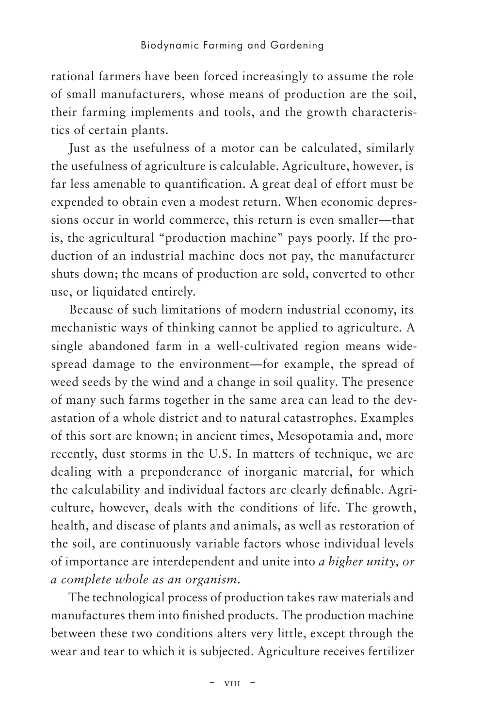rational farmers have been forced increasingly to assume the role of small manufacturers, whose means of production are the soil, their farming implements and tools, and the growth characteristics of certain plants.

Just as the usefulness of a motor can be calculated, similarly the usefulness of agriculture is calculable. Agriculture, however, is far less amenable to quantification. A great deal of effort must be expended to obtain even a modest return. When economic depressions occur in world commerce, this return is even smaller—that is, the agricultural "production machine" pays poorly. If the production of an industrial machine does not pay, the manufacturer shuts down; the means of production are sold, converted to other use, or liquidated entirely.

Because of such limitations of modern industrial economy, its mechanistic ways of thinking cannot be applied to agriculture. A single abandoned farm in a well-cultivated region means widespread damage to the environment—for example, the spread of weed seeds by the wind and a change in soil quality. The presence of many such farms together in the same area can lead to the devastation of a whole district and to natural catastrophes. Examples of this sort are known; in ancient times, Mesopotamia and, more recently, dust storms in the U.S. In matters of technique, we are dealing with a preponderance of inorganic material, for which the calculability and individual factors are clearly definable. Agriculture, however, deals with the conditions of life. The growth, health, and disease of plants and animals, as well as restoration of the soil, are continuously variable factors whose individual levels of importance are interdependent and unite into *a higher unity, or a complete whole as an organism*.

The technological process of production takes raw materials and manufactures them into finished products. The production machine between these two conditions alters very little, except through the wear and tear to which it is subjected. Agriculture receives fertilizer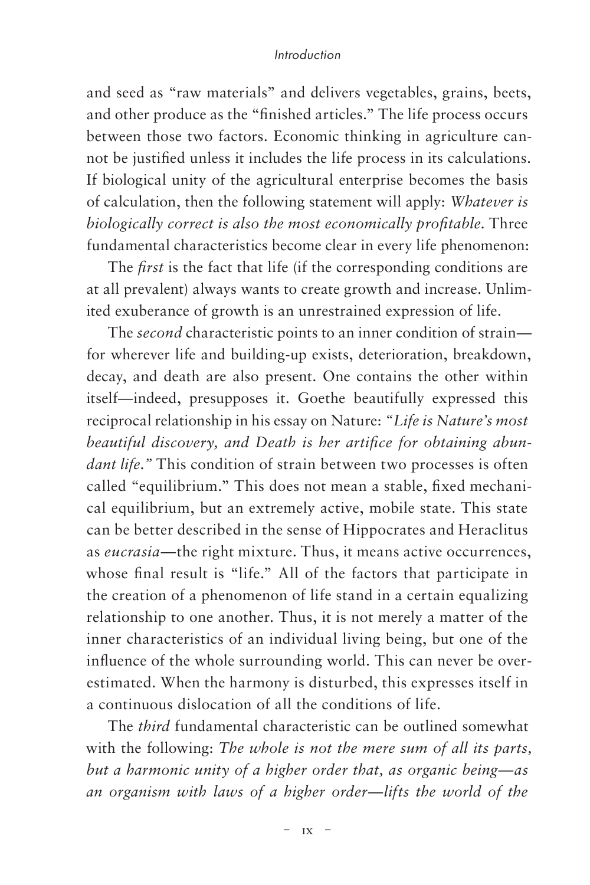and seed as "raw materials" and delivers vegetables, grains, beets, and other produce as the "finished articles." The life process occurs between those two factors. Economic thinking in agriculture cannot be justified unless it includes the life process in its calculations. If biological unity of the agricultural enterprise becomes the basis of calculation, then the following statement will apply: *Whatever is biologically correct is also the most economically profitable.* Three fundamental characteristics become clear in every life phenomenon:

The *first* is the fact that life (if the corresponding conditions are at all prevalent) always wants to create growth and increase. Unlimited exuberance of growth is an unrestrained expression of life.

The *second* characteristic points to an inner condition of strain—for wherever life and building-up exists, deterioration, breakdown, decay, and death are also present. One contains the other within itself—indeed, presupposes it. Goethe beautifully expressed this reciprocal relationship in his essay on Nature: *"Life is Nature's most beautiful discovery, and Death is her artifice for obtaining abundant life."* This condition of strain between two processes is often called "equilibrium." This does not mean a stable, fixed mechanical equilibrium, but an extremely active, mobile state. This state can be better described in the sense of Hippocrates and Heraclitus as *eucrasia*—the right mixture. Thus, it means active occurrences, whose final result is "life." All of the factors that participate in the creation of a phenomenon of life stand in a certain equalizing relationship to one another. Thus, it is not merely a matter of the inner characteristics of an individual living being, but one of the influence of the whole surrounding world. This can never be overestimated. When the harmony is disturbed, this expresses itself in a continuous dislocation of all the conditions of life.

The *third* fundamental characteristic can be outlined somewhat with the following: *The whole is not the mere sum of all its parts, but a harmonic unity of a higher order that, as organic being—as an organism with laws of a higher order—lifts the world of the*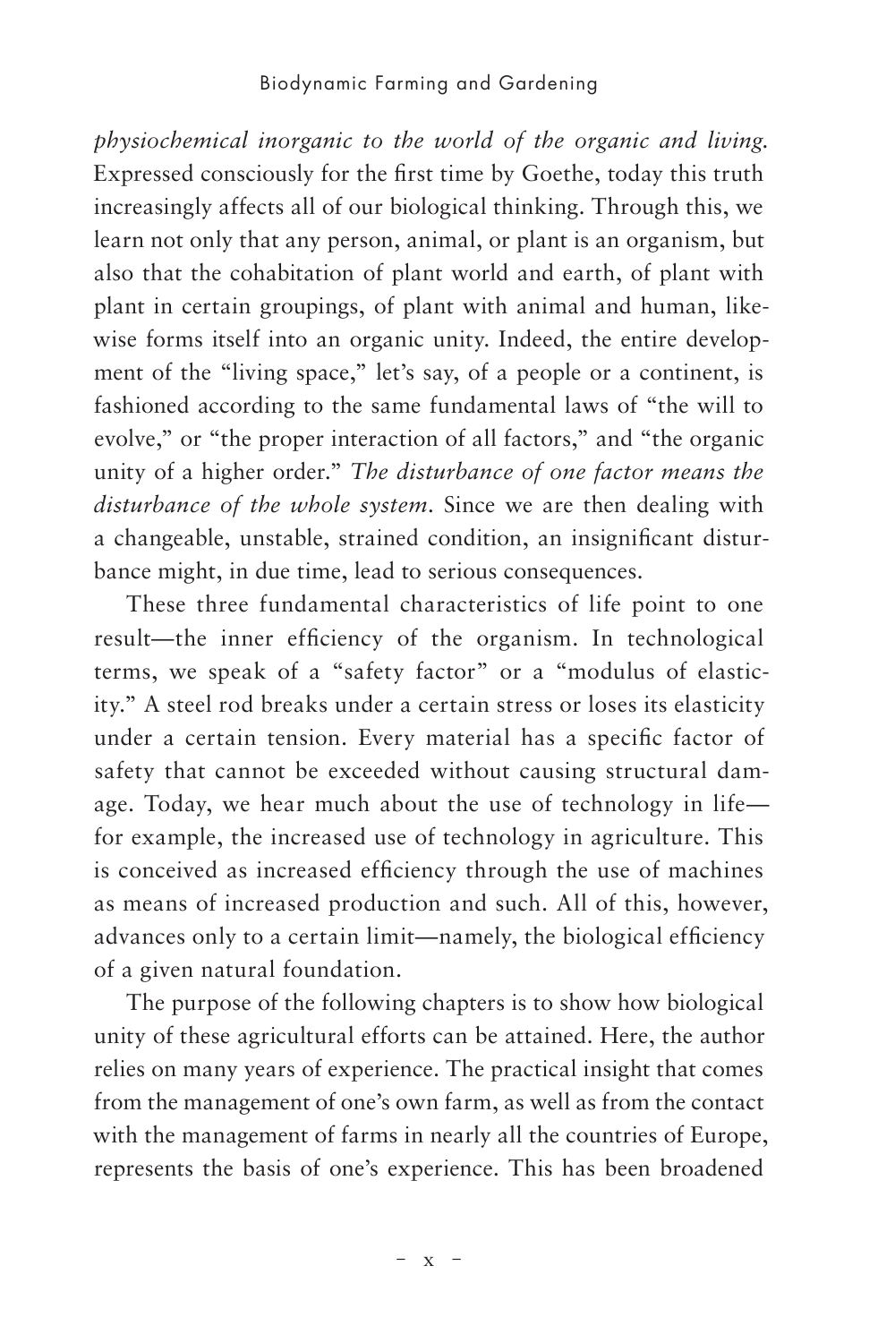*physiochemical inorganic to the world of the organic and living.* Expressed consciously for the first time by Goethe, today this truth increasingly affects all of our biological thinking. Through this, we learn not only that any person, animal, or plant is an organism, but also that the cohabitation of plant world and earth, of plant with plant in certain groupings, of plant with animal and human, likewise forms itself into an organic unity. Indeed, the entire development of the "living space," let's say, of a people or a continent, is fashioned according to the same fundamental laws of "the will to evolve," or "the proper interaction of all factors," and "the organic unity of a higher order." *The disturbance of one factor means the disturbance of the whole system.* Since we are then dealing with a changeable, unstable, strained condition, an insignificant disturbance might, in due time, lead to serious consequences.

These three fundamental characteristics of life point to one result—the inner efficiency of the organism. In technological terms, we speak of a "safety factor" or a "modulus of elasticity." A steel rod breaks under a certain stress or loses its elasticity under a certain tension. Every material has a specific factor of safety that cannot be exceeded without causing structural damage. Today, we hear much about the use of technology in life—for example, the increased use of technology in agriculture. This is conceived as increased efficiency through the use of machines as means of increased production and such. All of this, however, advances only to a certain limit—namely, the biological efficiency of a given natural foundation.

The purpose of the following chapters is to show how biological unity of these agricultural efforts can be attained. Here, the author relies on many years of experience. The practical insight that comes from the management of one's own farm, as well as from the contact with the management of farms in nearly all the countries of Europe, represents the basis of one's experience. This has been broadened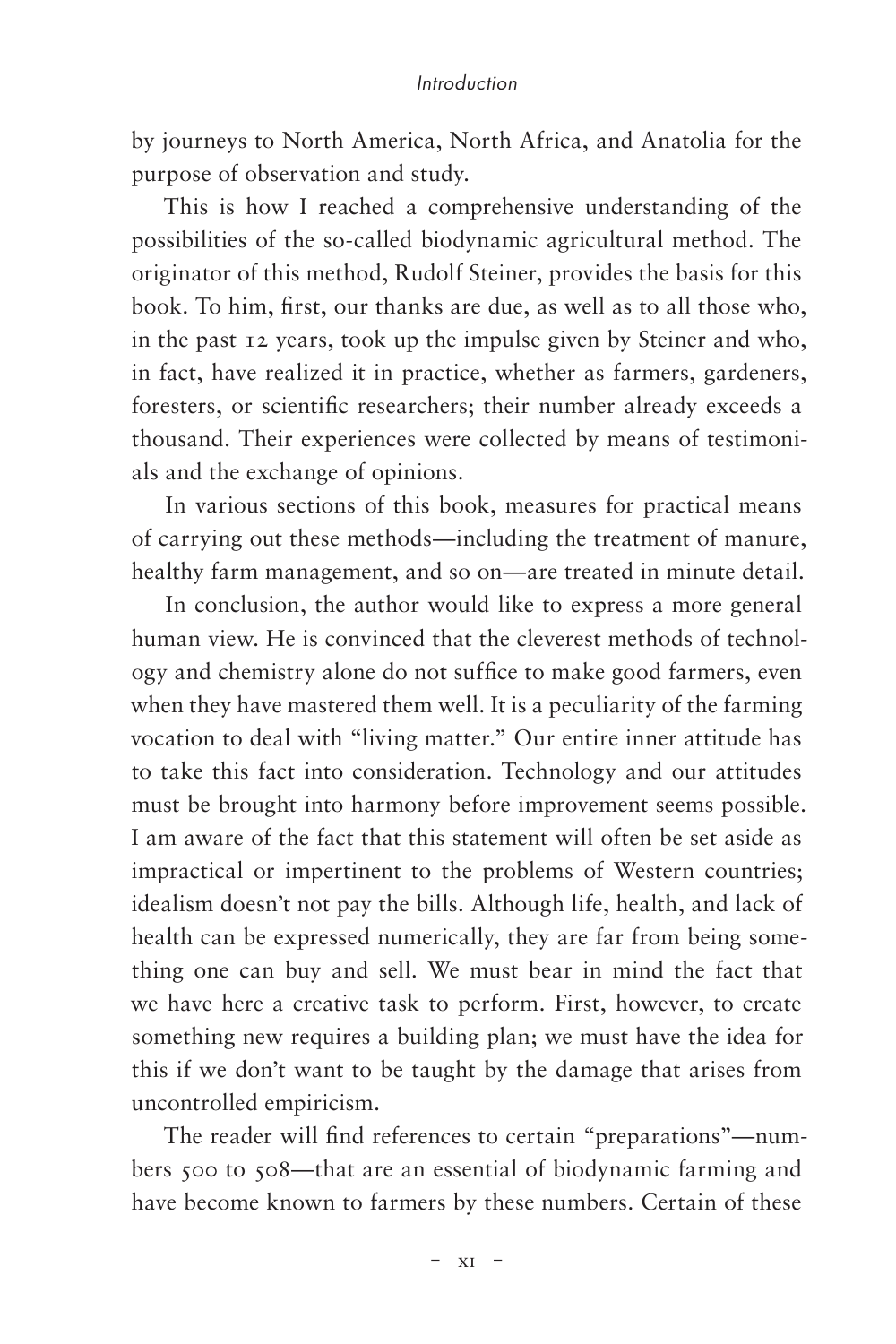by journeys to North America, North Africa, and Anatolia for the purpose of observation and study.

This is how I reached a comprehensive understanding of the possibilities of the so-called biodynamic agricultural method. The originator of this method, Rudolf Steiner, provides the basis for this book. To him, first, our thanks are due, as well as to all those who, in the past 12 years, took up the impulse given by Steiner and who, in fact, have realized it in practice, whether as farmers, gardeners, foresters, or scientific researchers; their number already exceeds a thousand. Their experiences were collected by means of testimonials and the exchange of opinions.

In various sections of this book, measures for practical means of carrying out these methods—including the treatment of manure, healthy farm management, and so on—are treated in minute detail.

In conclusion, the author would like to express a more general human view. He is convinced that the cleverest methods of technology and chemistry alone do not suffice to make good farmers, even when they have mastered them well. It is a peculiarity of the farming vocation to deal with "living matter." Our entire inner attitude has to take this fact into consideration. Technology and our attitudes must be brought into harmony before improvement seems possible. I am aware of the fact that this statement will often be set aside as impractical or impertinent to the problems of Western countries; idealism doesn't not pay the bills. Although life, health, and lack of health can be expressed numerically, they are far from being something one can buy and sell. We must bear in mind the fact that we have here a creative task to perform. First, however, to create something new requires a building plan; we must have the idea for this if we don't want to be taught by the damage that arises from uncontrolled empiricism.

The reader will find references to certain "preparations"—numbers 500 to 508—that are an essential of biodynamic farming and have become known to farmers by these numbers. Certain of these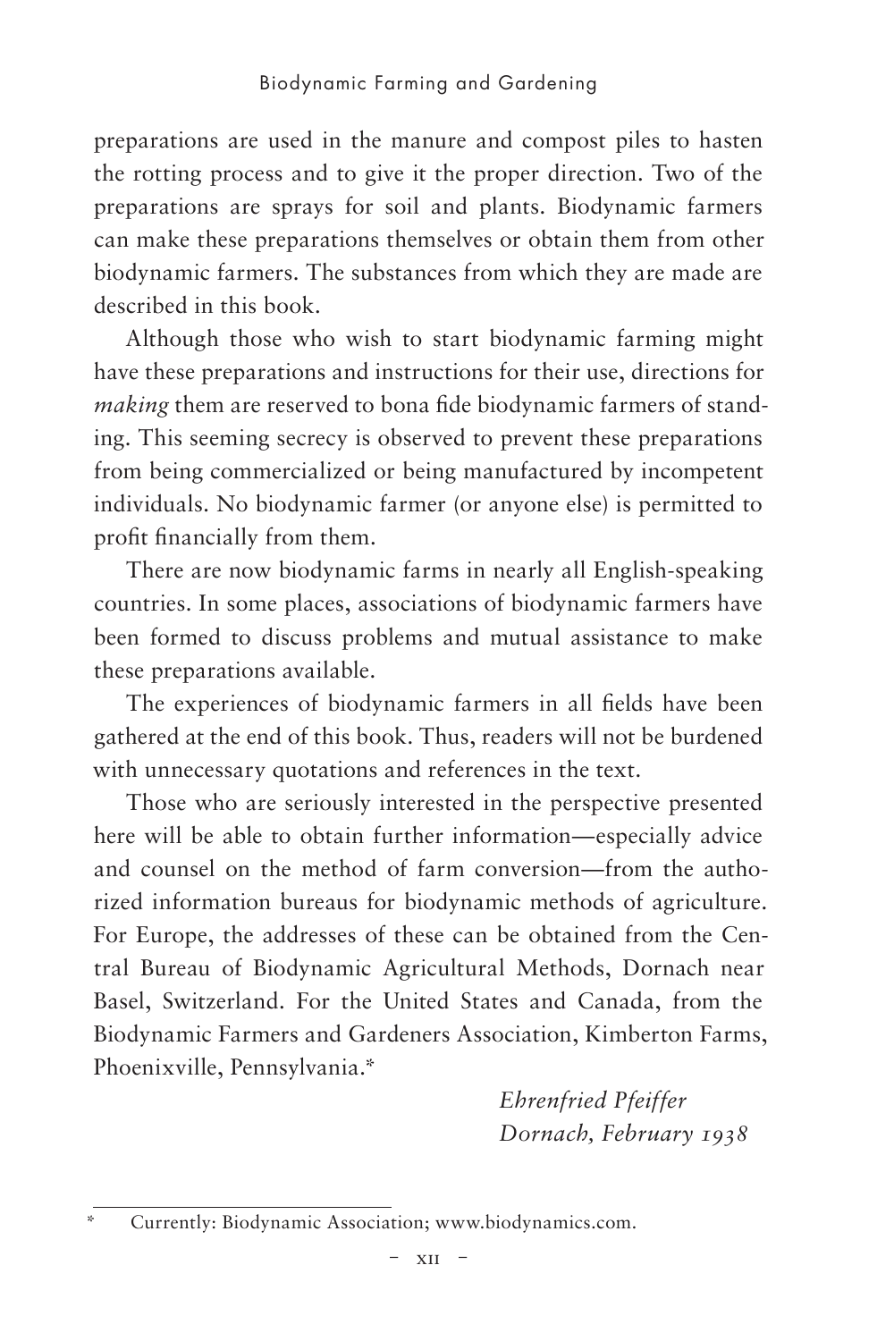preparations are used in the manure and compost piles to hasten the rotting process and to give it the proper direction. Two of the preparations are sprays for soil and plants. Biodynamic farmers can make these preparations themselves or obtain them from other biodynamic farmers. The substances from which they are made are described in this book.

Although those who wish to start biodynamic farming might have these preparations and instructions for their use, directions for *making* them are reserved to bona fide biodynamic farmers of standing. This seeming secrecy is observed to prevent these preparations from being commercialized or being manufactured by incompetent individuals. No biodynamic farmer (or anyone else) is permitted to profit financially from them.

There are now biodynamic farms in nearly all English-speaking countries. In some places, associations of biodynamic farmers have been formed to discuss problems and mutual assistance to make these preparations available.

The experiences of biodynamic farmers in all fields have been gathered at the end of this book. Thus, readers will not be burdened with unnecessary quotations and references in the text.

Those who are seriously interested in the perspective presented here will be able to obtain further information—especially advice and counsel on the method of farm conversion—from the authorized information bureaus for biodynamic methods of agriculture. For Europe, the addresses of these can be obtained from the Central Bureau of Biodynamic Agricultural Methods, Dornach near Basel, Switzerland. For the United States and Canada, from the Biodynamic Farmers and Gardeners Association, Kimberton Farms, Phoenixville, Pennsylvania.*

*Ehrenfried Pfeiffer*
*Dornach, February 1938*

\* Currently: Biodynamic Association; www.biodynamics.com.